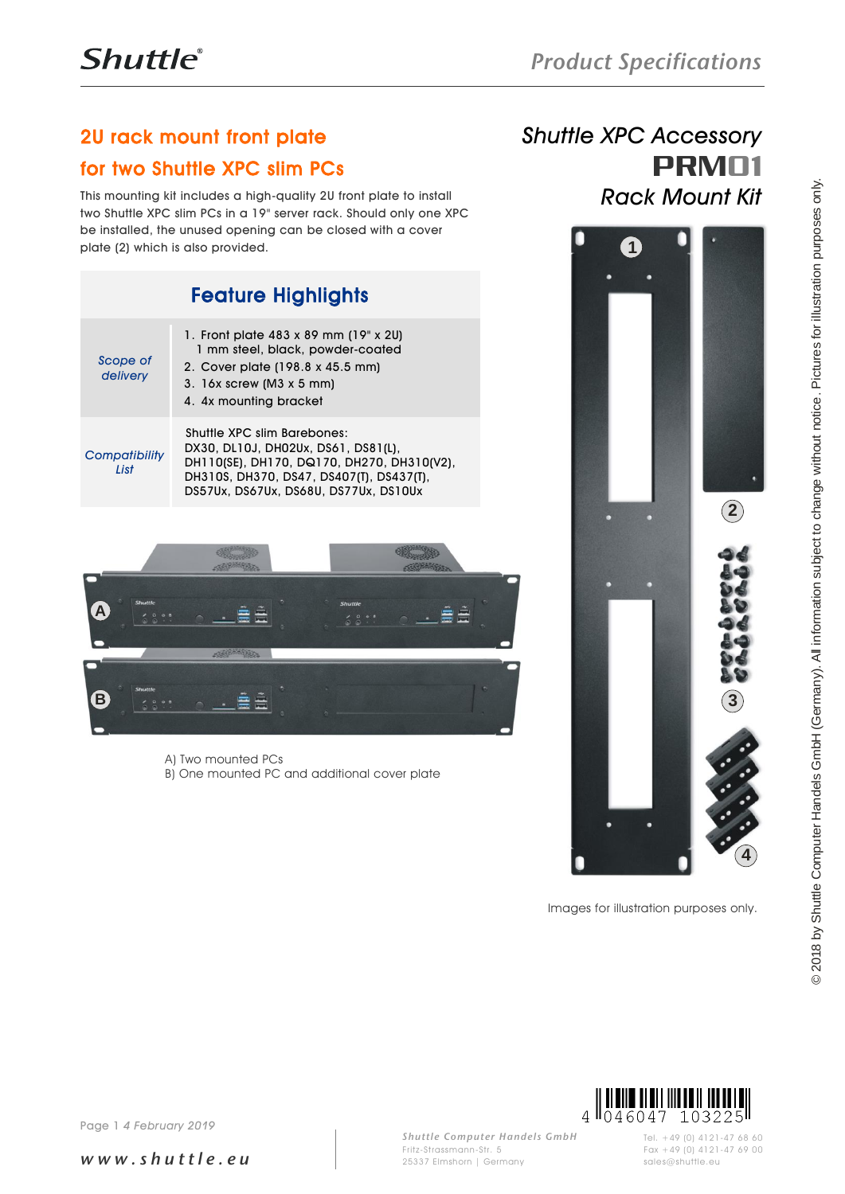# Shuttle XPC Accessory
# PRM01
## Rack Mount Kit

## 2U rack mount front plate for two Shuttle XPC slim PCs

This mounting kit includes a high-quality 2U front plate to install two Shuttle XPC slim PCs in a 19" server rack. Should only one XPC be installed, the unused opening can be closed with a cover plate (2) which is also provided.

### Feature Highlights

| | |
|---|---|
| *Scope of delivery* | 1. Front plate 483 x 89 mm (19" x 2U) 1 mm steel, black, powder-coated<br>2. Cover plate (198.8 x 45.5 mm)<br>3. 16x screw (M3 x 5 mm)<br>4. 4x mounting bracket |
| *Compatibility List* | Shuttle XPC slim Barebones:<br>DX30, DL10J, DH02Ux, DS61, DS81(L), DH110(SE), DH170, DQ170, DH270, DH310(V2), DH310S, DH370, DS47, DS407(T), DS437(T), DS57Ux, DS67Ux, DS68U, DS77Ux, DS10Ux |

A) Two mounted PCs
B) One mounted PC and additional cover plate

Images for illustration purposes only.

© 2018 by Shuttle Computer Handels GmbH (Germany). All information subject to change without notice. Pictures for illustration purposes only.

4 046047 103225

Page 1 *4 February 2019*

**www.shuttle.eu**

*Shuttle Computer Handels GmbH*
Fritz-Strassmann-Str. 5
25337 Elmshorn | Germany

Tel. +49 (0) 4121-47 68 60
Fax +49 (0) 4121-47 69 00
sales@shuttle.eu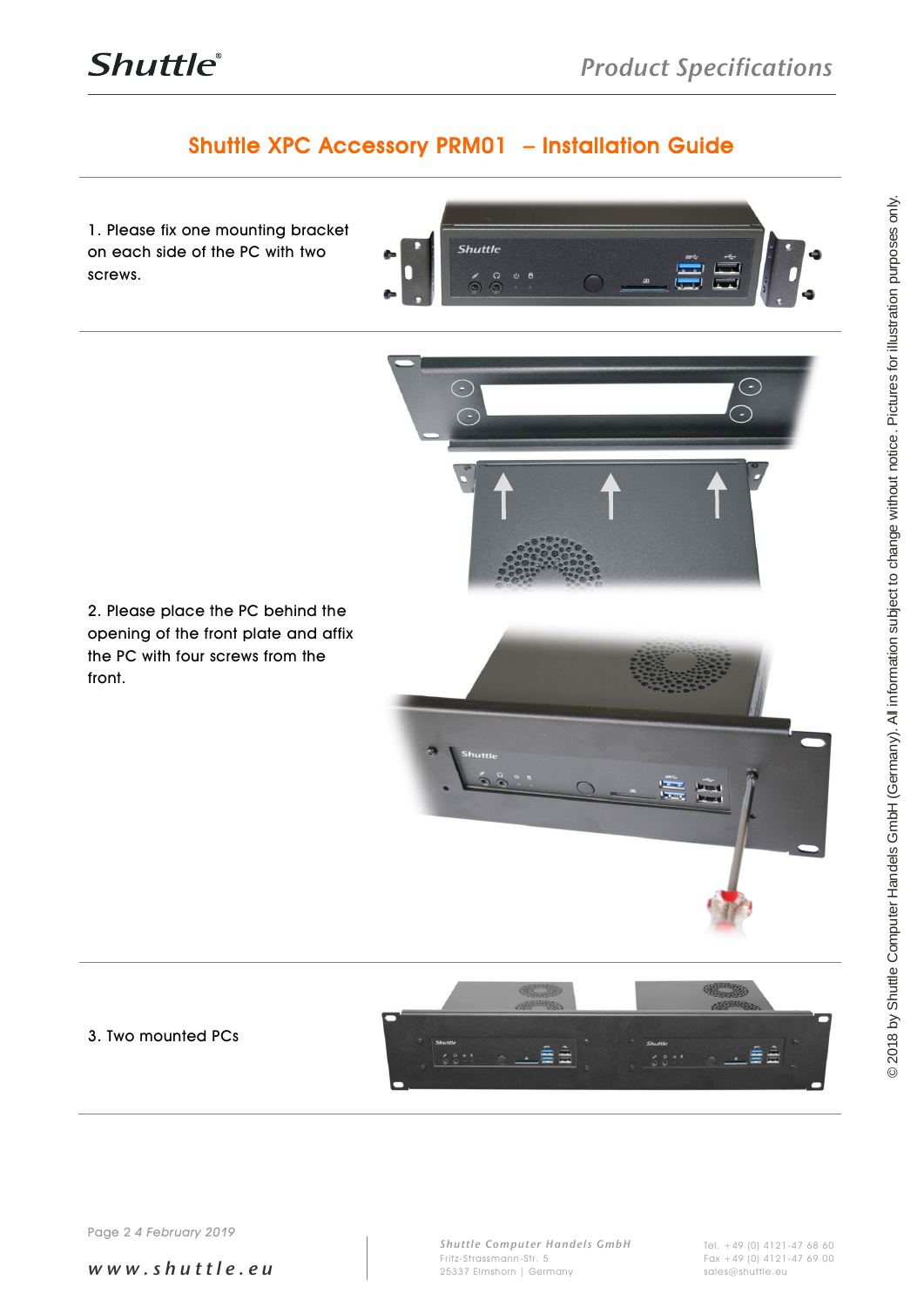## Shuttle XPC Accessory PRM01 – Installation Guide

1. Please fix one mounting bracket on each side of the PC with two screws.

2. Please place the PC behind the opening of the front plate and affix the PC with four screws from the front.

3. Two mounted PCs

© 2018 by Shuttle Computer Handels GmbH (Germany). All information subject to change without notice. Pictures for illustration purposes only.